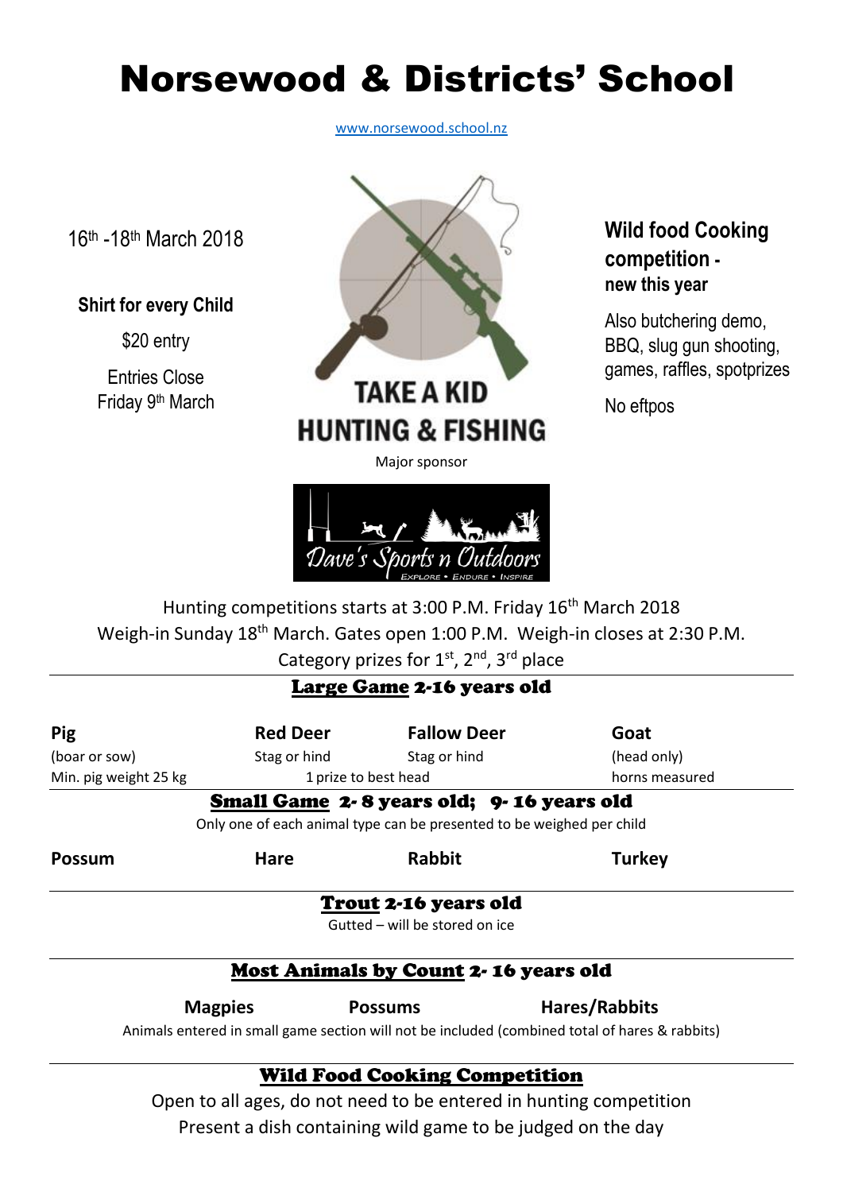# Norsewood & Districts' School

www.norsewood.school.nz

16th -18th March 2018

**Shirt for every Child**

$20 entry

Entries Close
Friday 9th March

**TAKE A KID HUNTING & FISHING**

Major sponsor

Dave's Sports n Outdoors
EXPLORE • ENDURE • INSPIRE

**Wild food Cooking competition - new this year**

Also butchering demo, BBQ, slug gun shooting, games, raffles, spotprizes

No eftpos

Hunting competitions starts at 3:00 P.M. Friday 16th March 2018
Weigh-in Sunday 18th March. Gates open 1:00 P.M. Weigh-in closes at 2:30 P.M.
Category prizes for 1st, 2nd, 3rd place

## Large Game 2-16 years old

| **Pig** | **Red Deer** | **Fallow Deer** | **Goat** |
|---|---|---|---|
| (boar or sow) | Stag or hind | Stag or hind | (head only) |
| Min. pig weight 25 kg | 1 prize to best head | | horns measured |

## Small Game 2- 8 years old; 9- 16 years old

Only one of each animal type can be presented to be weighed per child

| **Possum** | **Hare** | **Rabbit** | **Turkey** |
|---|---|---|---|

## Trout 2-16 years old

Gutted – will be stored on ice

## Most Animals by Count 2- 16 years old

| **Magpies** | **Possums** | **Hares/Rabbits** |
|---|---|---|

Animals entered in small game section will not be included (combined total of hares & rabbits)

## Wild Food Cooking Competition

Open to all ages, do not need to be entered in hunting competition
Present a dish containing wild game to be judged on the day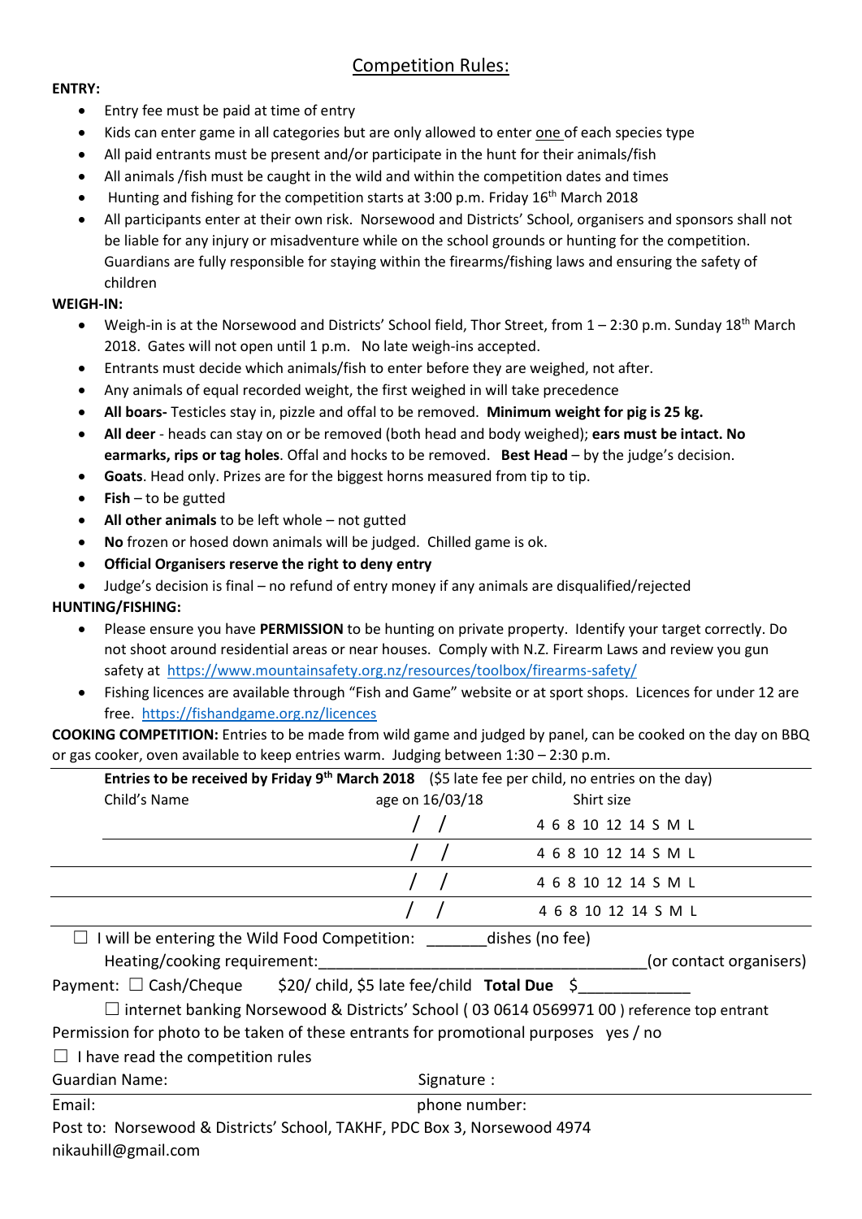## Competition Rules:

**ENTRY:**

- Entry fee must be paid at time of entry
- Kids can enter game in all categories but are only allowed to enter one of each species type
- All paid entrants must be present and/or participate in the hunt for their animals/fish
- All animals /fish must be caught in the wild and within the competition dates and times
- Hunting and fishing for the competition starts at 3:00 p.m. Friday 16th March 2018
- All participants enter at their own risk. Norsewood and Districts' School, organisers and sponsors shall not be liable for any injury or misadventure while on the school grounds or hunting for the competition. Guardians are fully responsible for staying within the firearms/fishing laws and ensuring the safety of children

**WEIGH-IN:**

- Weigh-in is at the Norsewood and Districts' School field, Thor Street, from 1 – 2:30 p.m. Sunday 18th March 2018. Gates will not open until 1 p.m. No late weigh-ins accepted.
- Entrants must decide which animals/fish to enter before they are weighed, not after.
- Any animals of equal recorded weight, the first weighed in will take precedence
- **All boars-** Testicles stay in, pizzle and offal to be removed. **Minimum weight for pig is 25 kg.**
- **All deer** - heads can stay on or be removed (both head and body weighed); **ears must be intact. No earmarks, rips or tag holes**. Offal and hocks to be removed. **Best Head** – by the judge's decision.
- **Goats**. Head only. Prizes are for the biggest horns measured from tip to tip.
- **Fish** – to be gutted
- **All other animals** to be left whole – not gutted
- **No** frozen or hosed down animals will be judged. Chilled game is ok.
- **Official Organisers reserve the right to deny entry**
- Judge's decision is final – no refund of entry money if any animals are disqualified/rejected

**HUNTING/FISHING:**

- Please ensure you have **PERMISSION** to be hunting on private property. Identify your target correctly. Do not shoot around residential areas or near houses. Comply with N.Z. Firearm Laws and review you gun safety at https://www.mountainsafety.org.nz/resources/toolbox/firearms-safety/
- Fishing licences are available through "Fish and Game" website or at sport shops. Licences for under 12 are free. https://fishandgame.org.nz/licences

**COOKING COMPETITION:** Entries to be made from wild game and judged by panel, can be cooked on the day on BBQ or gas cooker, oven available to keep entries warm. Judging between 1:30 – 2:30 p.m.

**Entries to be received by Friday 9th March 2018** ($5 late fee per child, no entries on the day)

| Child's Name | age on 16/03/18 | Shirt size |
|---|---|---|
| | / / | 4 6 8 10 12 14 S M L |
| | / / | 4 6 8 10 12 14 S M L |
| | / / | 4 6 8 10 12 14 S M L |
| | / / | 4 6 8 10 12 14 S M L |

☐ I will be entering the Wild Food Competition: _______dishes (no fee)

Heating/cooking requirement:_______________________________________(or contact organisers)

Payment: ☐ Cash/Cheque $20/ child, $5 late fee/child **Total Due** $_____________

☐ internet banking Norsewood & Districts' School ( 03 0614 0569971 00 ) reference top entrant

Permission for photo to be taken of these entrants for promotional purposes yes / no

☐ I have read the competition rules

Guardian Name: Signature :

Email: phone number:

Post to: Norsewood & Districts' School, TAKHF, PDC Box 3, Norsewood 4974

nikauhill@gmail.com